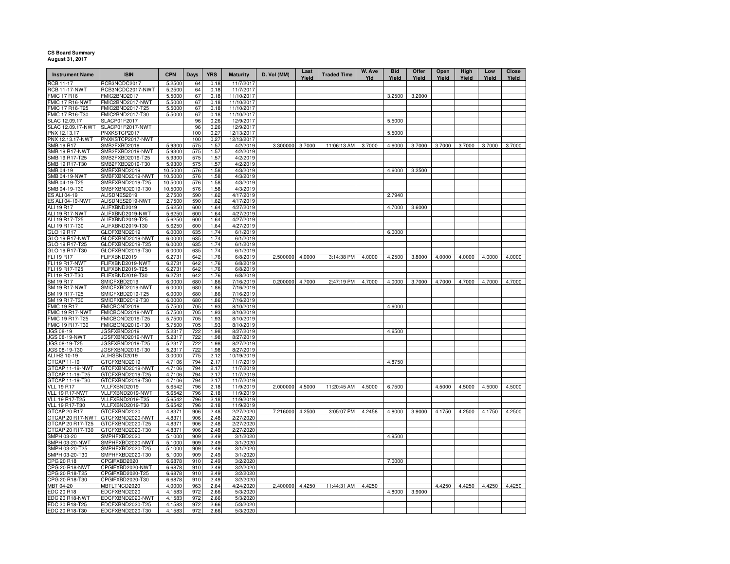**CS Board Summary**
**August 31, 2017**

| Instrument Name | ISIN | CPN | Days | YRS | Maturity | D. Vol (MM) | Last Yield | Traded Time | W. Ave Yld | Bid Yield | Offer Yield | Open Yield | High Yield | Low Yield | Close Yield |
|---|---|---|---|---|---|---|---|---|---|---|---|---|---|---|---|
| RCB 11-17 | RCB3NCDC2017 | 5.2500 | 64 | 0.18 | 11/7/2017 | | | | | | | | | | |
| RCB 11-17-NWT | RCB3NCDC2017-NWT | 5.2500 | 64 | 0.18 | 11/7/2017 | | | | | | | | | | |
| FMIC 17 R16 | FMIC2BND2017 | 5.5000 | 67 | 0.18 | 11/10/2017 | | | | | 3.2500 | 3.2000 | | | | |
| FMIC 17 R16-NWT | FMIC2BND2017-NWT | 5.5000 | 67 | 0.18 | 11/10/2017 | | | | | | | | | | |
| FMIC 17 R16-T25 | FMIC2BND2017-T25 | 5.5000 | 67 | 0.18 | 11/10/2017 | | | | | | | | | | |
| FMIC 17 R16-T30 | FMIC2BND2017-T30 | 5.5000 | 67 | 0.18 | 11/10/2017 | | | | | | | | | | |
| SLAC 12.09.17 | SLACP01F2017 | | 96 | 0.26 | 12/9/2017 | | | | | 5.5000 | | | | | |
| SLAC 12.09.17-NWT | SLACP01F2017-NWT | | 96 | 0.26 | 12/9/2017 | | | | | | | | | | |
| PNX 12.13.17 | PNXKSTCP2017 | | 100 | 0.27 | 12/13/2017 | | | | | 5.5000 | | | | | |
| PNX 12.13.17-NWT | PNXKSTCP2017-NWT | | 100 | 0.27 | 12/13/2017 | | | | | | | | | | |
| SMB 19 R17 | SMB2FXBD2019 | 5.9300 | 575 | 1.57 | 4/2/2019 | 3.300000 | 3.7000 | 11:06:13 AM | 3.7000 | 4.6000 | 3.7000 | 3.7000 | 3.7000 | 3.7000 | 3.7000 |
| SMB 19 R17-NWT | SMB2FXBD2019-NWT | 5.9300 | 575 | 1.57 | 4/2/2019 | | | | | | | | | | |
| SMB 19 R17-T25 | SMB2FXBD2019-T25 | 5.9300 | 575 | 1.57 | 4/2/2019 | | | | | | | | | | |
| SMB 19 R17-T30 | SMB2FXBD2019-T30 | 5.9300 | 575 | 1.57 | 4/2/2019 | | | | | | | | | | |
| SMB 04-19 | SMBFXBND2019 | 10.5000 | 576 | 1.58 | 4/3/2019 | | | | | 4.6000 | 3.2500 | | | | |
| SMB 04-19-NWT | SMBFXBND2019-NWT | 10.5000 | 576 | 1.58 | 4/3/2019 | | | | | | | | | | |
| SMB 04-19-T25 | SMBFXBND2019-T25 | 10.5000 | 576 | 1.58 | 4/3/2019 | | | | | | | | | | |
| SMB 04-19-T30 | SMBFXBND2019-T30 | 10.5000 | 576 | 1.58 | 4/3/2019 | | | | | | | | | | |
| ES ALI 04-19 | ALISDNES2019 | 2.7500 | 590 | 1.62 | 4/17/2019 | | | | | 2.7940 | | | | | |
| ES ALI 04-19-NWT | ALISDNES2019-NWT | 2.7500 | 590 | 1.62 | 4/17/2019 | | | | | | | | | | |
| ALI 19 R17 | ALIFXBND2019 | 5.6250 | 600 | 1.64 | 4/27/2019 | | | | | 4.7000 | 3.6000 | | | | |
| ALI 19 R17-NWT | ALIFXBND2019-NWT | 5.6250 | 600 | 1.64 | 4/27/2019 | | | | | | | | | | |
| ALI 19 R17-T25 | ALIFXBND2019-T25 | 5.6250 | 600 | 1.64 | 4/27/2019 | | | | | | | | | | |
| ALI 19 R17-T30 | ALIFXBND2019-T30 | 5.6250 | 600 | 1.64 | 4/27/2019 | | | | | | | | | | |
| GLO 19 R17 | GLOFXBND2019 | 6.0000 | 635 | 1.74 | 6/1/2019 | | | | | 6.0000 | | | | | |
| GLO 19 R17-NWT | GLOFXBND2019-NWT | 6.0000 | 635 | 1.74 | 6/1/2019 | | | | | | | | | | |
| GLO 19 R17-T25 | GLOFXBND2019-T25 | 6.0000 | 635 | 1.74 | 6/1/2019 | | | | | | | | | | |
| GLO 19 R17-T30 | GLOFXBND2019-T30 | 6.0000 | 635 | 1.74 | 6/1/2019 | | | | | | | | | | |
| FLI 19 R17 | FLIFXBND2019 | 6.2731 | 642 | 1.76 | 6/8/2019 | 2.500000 | 4.0000 | 3:14:38 PM | 4.0000 | 4.2500 | 3.8000 | 4.0000 | 4.0000 | 4.0000 | 4.0000 |
| FLI 19 R17-NWT | FLIFXBND2019-NWT | 6.2731 | 642 | 1.76 | 6/8/2019 | | | | | | | | | | |
| FLI 19 R17-T25 | FLIFXBND2019-T25 | 6.2731 | 642 | 1.76 | 6/8/2019 | | | | | | | | | | |
| FLI 19 R17-T30 | FLIFXBND2019-T30 | 6.2731 | 642 | 1.76 | 6/8/2019 | | | | | | | | | | |
| SM 19 R17 | SMICFXBD2019 | 6.0000 | 680 | 1.86 | 7/16/2019 | 0.200000 | 4.7000 | 2:47:19 PM | 4.7000 | 4.0000 | 3.7000 | 4.7000 | 4.7000 | 4.7000 | 4.7000 |
| SM 19 R17-NWT | SMICFXBD2019-NWT | 6.0000 | 680 | 1.86 | 7/16/2019 | | | | | | | | | | |
| SM 19 R17-T25 | SMICFXBD2019-T25 | 6.0000 | 680 | 1.86 | 7/16/2019 | | | | | | | | | | |
| SM 19 R17-T30 | SMICFXBD2019-T30 | 6.0000 | 680 | 1.86 | 7/16/2019 | | | | | | | | | | |
| FMIC 19 R17 | FMICBOND2019 | 5.7500 | 705 | 1.93 | 8/10/2019 | | | | | 4.6000 | | | | | |
| FMIC 19 R17-NWT | FMICBOND2019-NWT | 5.7500 | 705 | 1.93 | 8/10/2019 | | | | | | | | | | |
| FMIC 19 R17-T25 | FMICBOND2019-T25 | 5.7500 | 705 | 1.93 | 8/10/2019 | | | | | | | | | | |
| FMIC 19 R17-T30 | FMICBOND2019-T30 | 5.7500 | 705 | 1.93 | 8/10/2019 | | | | | | | | | | |
| JGS 08-19 | JGSFXBND2019 | 5.2317 | 722 | 1.98 | 8/27/2019 | | | | | 4.6500 | | | | | |
| JGS 08-19-NWT | JGSFXBND2019-NWT | 5.2317 | 722 | 1.98 | 8/27/2019 | | | | | | | | | | |
| JGS 08-19-T25 | JGSFXBND2019-T25 | 5.2317 | 722 | 1.98 | 8/27/2019 | | | | | | | | | | |
| JGS 08-19-T30 | JGSFXBND2019-T30 | 5.2317 | 722 | 1.98 | 8/27/2019 | | | | | | | | | | |
| ALI HS 10-19 | ALIHSBND2019 | 3.0000 | 775 | 2.12 | 10/19/2019 | | | | | | | | | | |
| GTCAP 11-19 | GTCFXBND2019 | 4.7106 | 794 | 2.17 | 11/7/2019 | | | | | 4.8750 | | | | | |
| GTCAP 11-19-NWT | GTCFXBND2019-NWT | 4.7106 | 794 | 2.17 | 11/7/2019 | | | | | | | | | | |
| GTCAP 11-19-T25 | GTCFXBND2019-T25 | 4.7106 | 794 | 2.17 | 11/7/2019 | | | | | | | | | | |
| GTCAP 11-19-T30 | GTCFXBND2019-T30 | 4.7106 | 794 | 2.17 | 11/7/2019 | | | | | | | | | | |
| VLL 19 R17 | VLLFXBND2019 | 5.6542 | 796 | 2.18 | 11/9/2019 | 2.000000 | 4.5000 | 11:20:45 AM | 4.5000 | 6.7500 | | 4.5000 | 4.5000 | 4.5000 | 4.5000 |
| VLL 19 R17-NWT | VLLFXBND2019-NWT | 5.6542 | 796 | 2.18 | 11/9/2019 | | | | | | | | | | |
| VLL 19 R17-T25 | VLLFXBND2019-T25 | 5.6542 | 796 | 2.18 | 11/9/2019 | | | | | | | | | | |
| VLL 19 R17-T30 | VLLFXBND2019-T30 | 5.6542 | 796 | 2.18 | 11/9/2019 | | | | | | | | | | |
| GTCAP 20 R17 | GTCFXBND2020 | 4.8371 | 906 | 2.48 | 2/27/2020 | 7.216000 | 4.2500 | 3:05:07 PM | 4.2458 | 4.8000 | 3.9000 | 4.1750 | 4.2500 | 4.1750 | 4.2500 |
| GTCAP 20 R17-NWT | GTCFXBND2020-NWT | 4.8371 | 906 | 2.48 | 2/27/2020 | | | | | | | | | | |
| GTCAP 20 R17-T25 | GTCFXBND2020-T25 | 4.8371 | 906 | 2.48 | 2/27/2020 | | | | | | | | | | |
| GTCAP 20 R17-T30 | GTCFXBND2020-T30 | 4.8371 | 906 | 2.48 | 2/27/2020 | | | | | | | | | | |
| SMPH 03-20 | SMPHFXBD2020 | 5.1000 | 909 | 2.49 | 3/1/2020 | | | | | 4.9500 | | | | | |
| SMPH 03-20-NWT | SMPHFXBD2020-NWT | 5.1000 | 909 | 2.49 | 3/1/2020 | | | | | | | | | | |
| SMPH 03-20-T25 | SMPHFXBD2020-T25 | 5.1000 | 909 | 2.49 | 3/1/2020 | | | | | | | | | | |
| SMPH 03-20-T30 | SMPHFXBD2020-T30 | 5.1000 | 909 | 2.49 | 3/1/2020 | | | | | | | | | | |
| CPG 20 R18 | CPGIFXBD2020 | 6.6878 | 910 | 2.49 | 3/2/2020 | | | | | 7.0000 | | | | | |
| CPG 20 R18-NWT | CPGIFXBD2020-NWT | 6.6878 | 910 | 2.49 | 3/2/2020 | | | | | | | | | | |
| CPG 20 R18-T25 | CPGIFXBD2020-T25 | 6.6878 | 910 | 2.49 | 3/2/2020 | | | | | | | | | | |
| CPG 20 R18-T30 | CPGIFXBD2020-T30 | 6.6878 | 910 | 2.49 | 3/2/2020 | | | | | | | | | | |
| MBT 04-20 | MBTLTNCD2020 | 4.0000 | 963 | 2.64 | 4/24/2020 | 2.400000 | 4.4250 | 11:44:31 AM | 4.4250 | | | 4.4250 | 4.4250 | 4.4250 | 4.4250 |
| EDC 20 R18 | EDCFXBND2020 | 4.1583 | 972 | 2.66 | 5/3/2020 | | | | | 4.8000 | 3.9000 | | | | |
| EDC 20 R18-NWT | EDCFXBND2020-NWT | 4.1583 | 972 | 2.66 | 5/3/2020 | | | | | | | | | | |
| EDC 20 R18-T25 | EDCFXBND2020-T25 | 4.1583 | 972 | 2.66 | 5/3/2020 | | | | | | | | | | |
| EDC 20 R18-T30 | EDCFXBND2020-T30 | 4.1583 | 972 | 2.66 | 5/3/2020 | | | | | | | | | | |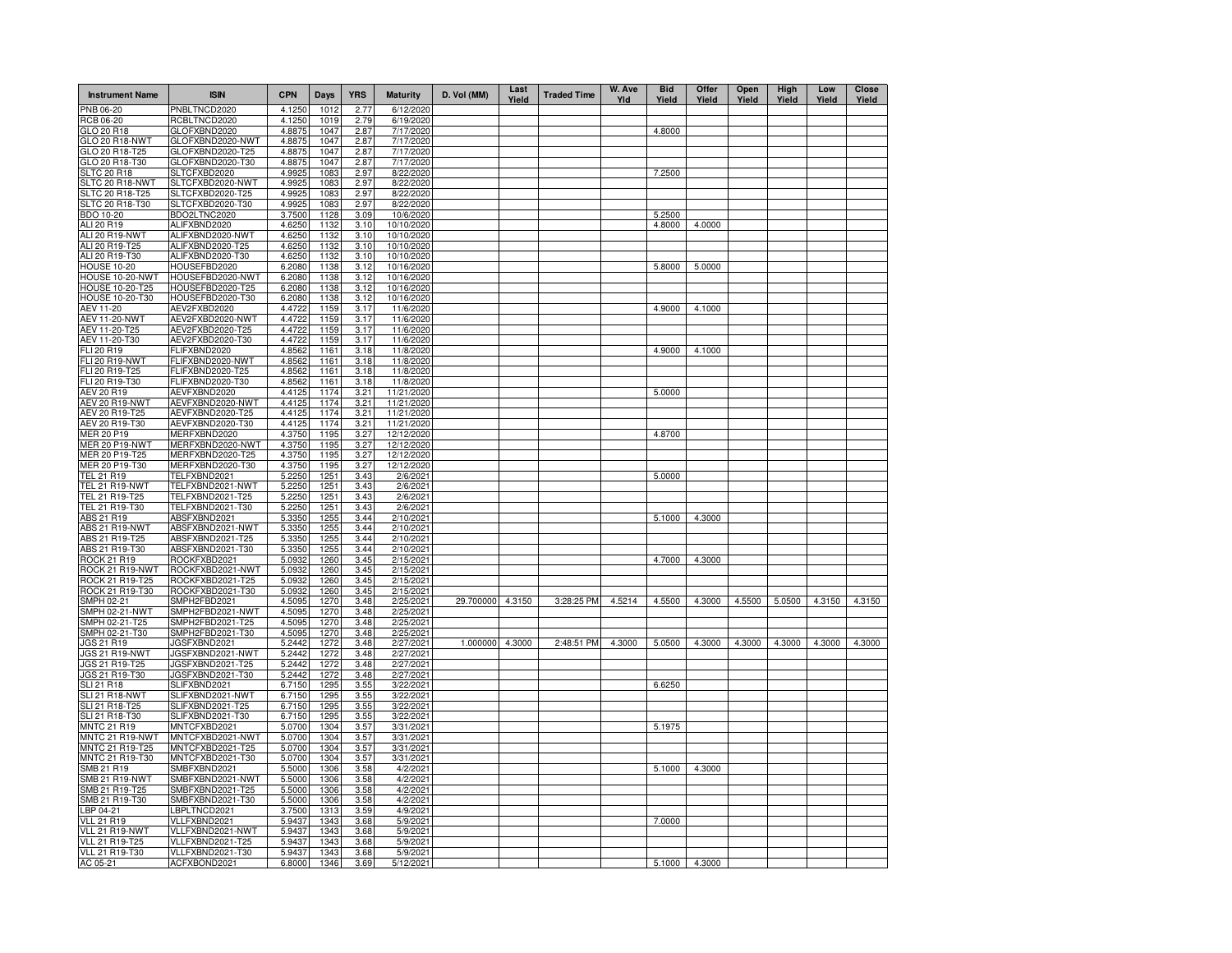| Instrument Name | ISIN | CPN | Days | YRS | Maturity | D. Vol (MM) | Last Yield | Traded Time | W. Ave Yld | Bid Yield | Offer Yield | Open Yield | High Yield | Low Yield | Close Yield |
|---|---|---|---|---|---|---|---|---|---|---|---|---|---|---|---|
| PNB 06-20 | PNBLTNCD2020 | 4.1250 | 1012 | 2.77 | 6/12/2020 | | | | | | | | | | |
| RCB 06-20 | RCBLTNCD2020 | 4.1250 | 1019 | 2.79 | 6/19/2020 | | | | | | | | | | |
| GLO 20 R18 | GLOFXBND2020 | 4.8875 | 1047 | 2.87 | 7/17/2020 | | | | | 4.8000 | | | | | |
| GLO 20 R18-NWT | GLOFXBND2020-NWT | 4.8875 | 1047 | 2.87 | 7/17/2020 | | | | | | | | | | |
| GLO 20 R18-T25 | GLOFXBND2020-T25 | 4.8875 | 1047 | 2.87 | 7/17/2020 | | | | | | | | | | |
| GLO 20 R18-T30 | GLOFXBND2020-T30 | 4.8875 | 1047 | 2.87 | 7/17/2020 | | | | | | | | | | |
| SLTC 20 R18 | SLTCFXBD2020 | 4.9925 | 1083 | 2.97 | 8/22/2020 | | | | | 7.2500 | | | | | |
| SLTC 20 R18-NWT | SLTCFXBD2020-NWT | 4.9925 | 1083 | 2.97 | 8/22/2020 | | | | | | | | | | |
| SLTC 20 R18-T25 | SLTCFXBD2020-T25 | 4.9925 | 1083 | 2.97 | 8/22/2020 | | | | | | | | | | |
| SLTC 20 R18-T30 | SLTCFXBD2020-T30 | 4.9925 | 1083 | 2.97 | 8/22/2020 | | | | | | | | | | |
| BDO 10-20 | BDO2LTNC2020 | 3.7500 | 1128 | 3.09 | 10/6/2020 | | | | | 5.2500 | | | | | |
| ALI 20 R19 | ALIFXBND2020 | 4.6250 | 1132 | 3.10 | 10/10/2020 | | | | | 4.8000 | 4.0000 | | | | |
| ALI 20 R19-NWT | ALIFXBND2020-NWT | 4.6250 | 1132 | 3.10 | 10/10/2020 | | | | | | | | | | |
| ALI 20 R19-T25 | ALIFXBND2020-T25 | 4.6250 | 1132 | 3.10 | 10/10/2020 | | | | | | | | | | |
| ALI 20 R19-T30 | ALIFXBND2020-T30 | 4.6250 | 1132 | 3.10 | 10/10/2020 | | | | | | | | | | |
| HOUSE 10-20 | HOUSEFBD2020 | 6.2080 | 1138 | 3.12 | 10/16/2020 | | | | | 5.8000 | 5.0000 | | | | |
| HOUSE 10-20-NWT | HOUSEFBD2020-NWT | 6.2080 | 1138 | 3.12 | 10/16/2020 | | | | | | | | | | |
| HOUSE 10-20-T25 | HOUSEFBD2020-T25 | 6.2080 | 1138 | 3.12 | 10/16/2020 | | | | | | | | | | |
| HOUSE 10-20-T30 | HOUSEFBD2020-T30 | 6.2080 | 1138 | 3.12 | 10/16/2020 | | | | | | | | | | |
| AEV 11-20 | AEV2FXBD2020 | 4.4722 | 1159 | 3.17 | 11/6/2020 | | | | | 4.9000 | 4.1000 | | | | |
| AEV 11-20-NWT | AEV2FXBD2020-NWT | 4.4722 | 1159 | 3.17 | 11/6/2020 | | | | | | | | | | |
| AEV 11-20-T25 | AEV2FXBD2020-T25 | 4.4722 | 1159 | 3.17 | 11/6/2020 | | | | | | | | | | |
| AEV 11-20-T30 | AEV2FXBD2020-T30 | 4.4722 | 1159 | 3.17 | 11/6/2020 | | | | | | | | | | |
| FLI 20 R19 | FLIFXBND2020 | 4.8562 | 1161 | 3.18 | 11/8/2020 | | | | | 4.9000 | 4.1000 | | | | |
| FLI 20 R19-NWT | FLIFXBND2020-NWT | 4.8562 | 1161 | 3.18 | 11/8/2020 | | | | | | | | | | |
| FLI 20 R19-T25 | FLIFXBND2020-T25 | 4.8562 | 1161 | 3.18 | 11/8/2020 | | | | | | | | | | |
| FLI 20 R19-T30 | FLIFXBND2020-T30 | 4.8562 | 1161 | 3.18 | 11/8/2020 | | | | | | | | | | |
| AEV 20 R19 | AEVFXBND2020 | 4.4125 | 1174 | 3.21 | 11/21/2020 | | | | | 5.0000 | | | | | |
| AEV 20 R19-NWT | AEVFXBND2020-NWT | 4.4125 | 1174 | 3.21 | 11/21/2020 | | | | | | | | | | |
| AEV 20 R19-T25 | AEVFXBND2020-T25 | 4.4125 | 1174 | 3.21 | 11/21/2020 | | | | | | | | | | |
| AEV 20 R19-T30 | AEVFXBND2020-T30 | 4.4125 | 1174 | 3.21 | 11/21/2020 | | | | | | | | | | |
| MER 20 P19 | MERFXBND2020 | 4.3750 | 1195 | 3.27 | 12/12/2020 | | | | | 4.8700 | | | | | |
| MER 20 P19-NWT | MERFXBND2020-NWT | 4.3750 | 1195 | 3.27 | 12/12/2020 | | | | | | | | | | |
| MER 20 P19-T25 | MERFXBND2020-T25 | 4.3750 | 1195 | 3.27 | 12/12/2020 | | | | | | | | | | |
| MER 20 P19-T30 | MERFXBND2020-T30 | 4.3750 | 1195 | 3.27 | 12/12/2020 | | | | | | | | | | |
| TEL 21 R19 | TELFXBND2021 | 5.2250 | 1251 | 3.43 | 2/6/2021 | | | | | 5.0000 | | | | | |
| TEL 21 R19-NWT | TELFXBND2021-NWT | 5.2250 | 1251 | 3.43 | 2/6/2021 | | | | | | | | | | |
| TEL 21 R19-T25 | TELFXBND2021-T25 | 5.2250 | 1251 | 3.43 | 2/6/2021 | | | | | | | | | | |
| TEL 21 R19-T30 | TELFXBND2021-T30 | 5.2250 | 1251 | 3.43 | 2/6/2021 | | | | | | | | | | |
| ABS 21 R19 | ABSFXBND2021 | 5.3350 | 1255 | 3.44 | 2/10/2021 | | | | | 5.1000 | 4.3000 | | | | |
| ABS 21 R19-NWT | ABSFXBND2021-NWT | 5.3350 | 1255 | 3.44 | 2/10/2021 | | | | | | | | | | |
| ABS 21 R19-T25 | ABSFXBND2021-T25 | 5.3350 | 1255 | 3.44 | 2/10/2021 | | | | | | | | | | |
| ABS 21 R19-T30 | ABSFXBND2021-T30 | 5.3350 | 1255 | 3.44 | 2/10/2021 | | | | | | | | | | |
| ROCK 21 R19 | ROCKFXBD2021 | 5.0932 | 1260 | 3.45 | 2/15/2021 | | | | | 4.7000 | 4.3000 | | | | |
| ROCK 21 R19-NWT | ROCKFXBD2021-NWT | 5.0932 | 1260 | 3.45 | 2/15/2021 | | | | | | | | | | |
| ROCK 21 R19-T25 | ROCKFXBD2021-T25 | 5.0932 | 1260 | 3.45 | 2/15/2021 | | | | | | | | | | |
| ROCK 21 R19-T30 | ROCKFXBD2021-T30 | 5.0932 | 1260 | 3.45 | 2/15/2021 | | | | | | | | | | |
| SMPH 02-21 | SMPH2FBD2021 | 4.5095 | 1270 | 3.48 | 2/25/2021 | 29.700000 | 4.3150 | 3:28:25 PM | 4.5214 | 4.5500 | 4.3000 | 4.5500 | 5.0500 | 4.3150 | 4.3150 |
| SMPH 02-21-NWT | SMPH2FBD2021-NWT | 4.5095 | 1270 | 3.48 | 2/25/2021 | | | | | | | | | | |
| SMPH 02-21-T25 | SMPH2FBD2021-T25 | 4.5095 | 1270 | 3.48 | 2/25/2021 | | | | | | | | | | |
| SMPH 02-21-T30 | SMPH2FBD2021-T30 | 4.5095 | 1270 | 3.48 | 2/25/2021 | | | | | | | | | | |
| JGS 21 R19 | JGSFXBND2021 | 5.2442 | 1272 | 3.48 | 2/27/2021 | 1.000000 | 4.3000 | 2:48:51 PM | 4.3000 | 5.0500 | 4.3000 | 4.3000 | 4.3000 | 4.3000 | 4.3000 |
| JGS 21 R19-NWT | JGSFXBND2021-NWT | 5.2442 | 1272 | 3.48 | 2/27/2021 | | | | | | | | | | |
| JGS 21 R19-T25 | JGSFXBND2021-T25 | 5.2442 | 1272 | 3.48 | 2/27/2021 | | | | | | | | | | |
| JGS 21 R19-T30 | JGSFXBND2021-T30 | 5.2442 | 1272 | 3.48 | 2/27/2021 | | | | | | | | | | |
| SLI 21 R18 | SLIFXBND2021 | 6.7150 | 1295 | 3.55 | 3/22/2021 | | | | | 6.6250 | | | | | |
| SLI 21 R18-NWT | SLIFXBND2021-NWT | 6.7150 | 1295 | 3.55 | 3/22/2021 | | | | | | | | | | |
| SLI 21 R18-T25 | SLIFXBND2021-T25 | 6.7150 | 1295 | 3.55 | 3/22/2021 | | | | | | | | | | |
| SLI 21 R18-T30 | SLIFXBND2021-T30 | 6.7150 | 1295 | 3.55 | 3/22/2021 | | | | | | | | | | |
| MNTC 21 R19 | MNTCFXBD2021 | 5.0700 | 1304 | 3.57 | 3/31/2021 | | | | | 5.1975 | | | | | |
| MNTC 21 R19-NWT | MNTCFXBD2021-NWT | 5.0700 | 1304 | 3.57 | 3/31/2021 | | | | | | | | | | |
| MNTC 21 R19-T25 | MNTCFXBD2021-T25 | 5.0700 | 1304 | 3.57 | 3/31/2021 | | | | | | | | | | |
| MNTC 21 R19-T30 | MNTCFXBD2021-T30 | 5.0700 | 1304 | 3.57 | 3/31/2021 | | | | | | | | | | |
| SMB 21 R19 | SMBFXBND2021 | 5.5000 | 1306 | 3.58 | 4/2/2021 | | | | | 5.1000 | 4.3000 | | | | |
| SMB 21 R19-NWT | SMBFXBND2021-NWT | 5.5000 | 1306 | 3.58 | 4/2/2021 | | | | | | | | | | |
| SMB 21 R19-T25 | SMBFXBND2021-T25 | 5.5000 | 1306 | 3.58 | 4/2/2021 | | | | | | | | | | |
| SMB 21 R19-T30 | SMBFXBND2021-T30 | 5.5000 | 1306 | 3.58 | 4/2/2021 | | | | | | | | | | |
| LBP 04-21 | LBPLTNCD2021 | 3.7500 | 1313 | 3.59 | 4/9/2021 | | | | | | | | | | |
| VLL 21 R19 | VLLFXBND2021 | 5.9437 | 1343 | 3.68 | 5/9/2021 | | | | | 7.0000 | | | | | |
| VLL 21 R19-NWT | VLLFXBND2021-NWT | 5.9437 | 1343 | 3.68 | 5/9/2021 | | | | | | | | | | |
| VLL 21 R19-T25 | VLLFXBND2021-T25 | 5.9437 | 1343 | 3.68 | 5/9/2021 | | | | | | | | | | |
| VLL 21 R19-T30 | VLLFXBND2021-T30 | 5.9437 | 1343 | 3.68 | 5/9/2021 | | | | | | | | | | |
| AC 05-21 | ACFXBOND2021 | 6.8000 | 1346 | 3.69 | 5/12/2021 | | | | | 5.1000 | 4.3000 | | | | |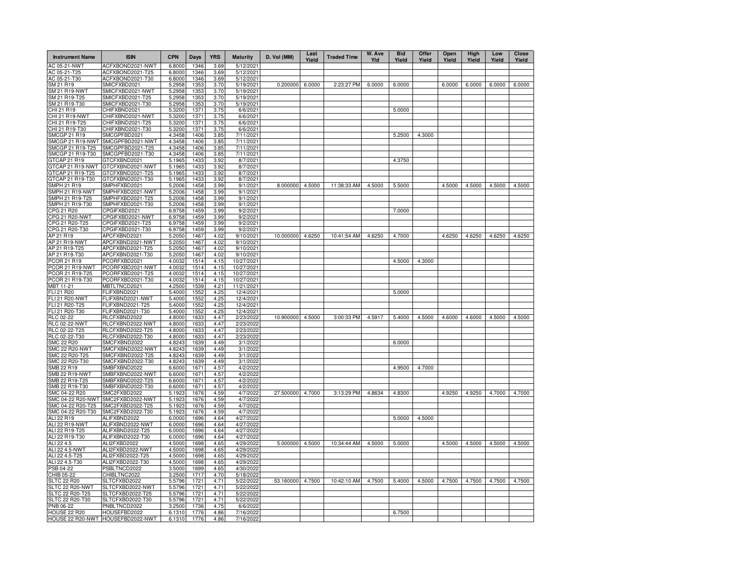| Instrument Name | ISIN | CPN | Days | YRS | Maturity | D. Vol (MM) | Last Yield | Traded Time | W. Ave Yld | Bid Yield | Offer Yield | Open Yield | High Yield | Low Yield | Close Yield |
|---|---|---|---|---|---|---|---|---|---|---|---|---|---|---|---|
| AC 05-21-NWT | ACFXBOND2021-NWT | 6.8000 | 1346 | 3.69 | 5/12/2021 | | | | | | | | | | |
| AC 05-21-T25 | ACFXBOND2021-T25 | 6.8000 | 1346 | 3.69 | 5/12/2021 | | | | | | | | | | |
| AC 05-21-T30 | ACFXBOND2021-T30 | 6.8000 | 1346 | 3.69 | 5/12/2021 | | | | | | | | | | |
| SM 21 R19 | SMICFXBD2021 | 5.2958 | 1353 | 3.70 | 5/19/2021 | 0.200000 | 6.0000 | 2:23:27 PM | 6.0000 | 6.0000 | | 6.0000 | 6.0000 | 6.0000 | 6.0000 |
| SM 21 R19-NWT | SMICFXBD2021-NWT | 5.2958 | 1353 | 3.70 | 5/19/2021 | | | | | | | | | | |
| SM 21 R19-T25 | SMICFXBD2021-T25 | 5.2958 | 1353 | 3.70 | 5/19/2021 | | | | | | | | | | |
| SM 21 R19-T30 | SMICFXBD2021-T30 | 5.2958 | 1353 | 3.70 | 5/19/2021 | | | | | | | | | | |
| CHI 21 R19 | CHIFXBND2021 | 5.3200 | 1371 | 3.75 | 6/6/2021 | | | | | 5.0000 | | | | | |
| CHI 21 R19-NWT | CHIFXBND2021-NWT | 5.3200 | 1371 | 3.75 | 6/6/2021 | | | | | | | | | | |
| CHI 21 R19-T25 | CHIFXBND2021-T25 | 5.3200 | 1371 | 3.75 | 6/6/2021 | | | | | | | | | | |
| CHI 21 R19-T30 | CHIFXBND2021-T30 | 5.3200 | 1371 | 3.75 | 6/6/2021 | | | | | | | | | | |
| SMCGP 21 R19 | SMCGPFBD2021 | 4.3458 | 1406 | 3.85 | 7/11/2021 | | | | | 5.2500 | 4.3000 | | | | |
| SMCGP 21 R19-NWT | SMCGPFBD2021-NWT | 4.3458 | 1406 | 3.85 | 7/11/2021 | | | | | | | | | | |
| SMCGP 21 R19-T25 | SMCGPFBD2021-T25 | 4.3458 | 1406 | 3.85 | 7/11/2021 | | | | | | | | | | |
| SMCGP 21 R19-T30 | SMCGPFBD2021-T30 | 4.3458 | 1406 | 3.85 | 7/11/2021 | | | | | | | | | | |
| GTCAP 21 R19 | GTCFXBND2021 | 5.1965 | 1433 | 3.92 | 8/7/2021 | | | | | 4.3750 | | | | | |
| GTCAP 21 R19-NWT | GTCFXBND2021-NWT | 5.1965 | 1433 | 3.92 | 8/7/2021 | | | | | | | | | | |
| GTCAP 21 R19-T25 | GTCFXBND2021-T25 | 5.1965 | 1433 | 3.92 | 8/7/2021 | | | | | | | | | | |
| GTCAP 21 R19-T30 | GTCFXBND2021-T30 | 5.1965 | 1433 | 3.92 | 8/7/2021 | | | | | | | | | | |
| SMPH 21 R19 | SMPHFXBD2021 | 5.2006 | 1458 | 3.99 | 9/1/2021 | 8.000000 | 4.5000 | 11:38:33 AM | 4.5000 | 5.5000 | | 4.5000 | 4.5000 | 4.5000 | 4.5000 |
| SMPH 21 R19-NWT | SMPHFXBD2021-NWT | 5.2006 | 1458 | 3.99 | 9/1/2021 | | | | | | | | | | |
| SMPH 21 R19-T25 | SMPHFXBD2021-T25 | 5.2006 | 1458 | 3.99 | 9/1/2021 | | | | | | | | | | |
| SMPH 21 R19-T30 | SMPHFXBD2021-T30 | 5.2006 | 1458 | 3.99 | 9/1/2021 | | | | | | | | | | |
| CPG 21 R20 | CPGIFXBD2021 | 6.9758 | 1459 | 3.99 | 9/2/2021 | | | | | 7.0000 | | | | | |
| CPG 21 R20-NWT | CPGIFXBD2021-NWT | 6.9758 | 1459 | 3.99 | 9/2/2021 | | | | | | | | | | |
| CPG 21 R20-T25 | CPGIFXBD2021-T25 | 6.9758 | 1459 | 3.99 | 9/2/2021 | | | | | | | | | | |
| CPG 21 R20-T30 | CPGIFXBD2021-T30 | 6.9758 | 1459 | 3.99 | 9/2/2021 | | | | | | | | | | |
| AP 21 R19 | APCFXBND2021 | 5.2050 | 1467 | 4.02 | 9/10/2021 | 10.000000 | 4.6250 | 10:41:54 AM | 4.6250 | 4.7000 | | 4.6250 | 4.6250 | 4.6250 | 4.6250 |
| AP 21 R19-NWT | APCFXBND2021-NWT | 5.2050 | 1467 | 4.02 | 9/10/2021 | | | | | | | | | | |
| AP 21 R19-T25 | APCFXBND2021-T25 | 5.2050 | 1467 | 4.02 | 9/10/2021 | | | | | | | | | | |
| AP 21 R19-T30 | APCFXBND2021-T30 | 5.2050 | 1467 | 4.02 | 9/10/2021 | | | | | | | | | | |
| PCOR 21 R19 | PCORFXBD2021 | 4.0032 | 1514 | 4.15 | 10/27/2021 | | | | | 4.5000 | 4.3000 | | | | |
| PCOR 21 R19-NWT | PCORFXBD2021-NWT | 4.0032 | 1514 | 4.15 | 10/27/2021 | | | | | | | | | | |
| PCOR 21 R19-T25 | PCORFXBD2021-T25 | 4.0032 | 1514 | 4.15 | 10/27/2021 | | | | | | | | | | |
| PCOR 21 R19-T30 | PCORFXBD2021-T30 | 4.0032 | 1514 | 4.15 | 10/27/2021 | | | | | | | | | | |
| MBT 11-21 | MBTLTNCD2021 | 4.2500 | 1539 | 4.21 | 11/21/2021 | | | | | | | | | | |
| FLI 21 R20 | FLIFXBND2021 | 5.4000 | 1552 | 4.25 | 12/4/2021 | | | | | 5.0000 | | | | | |
| FLI 21 R20-NWT | FLIFXBND2021-NWT | 5.4000 | 1552 | 4.25 | 12/4/2021 | | | | | | | | | | |
| FLI 21 R20-T25 | FLIFXBND2021-T25 | 5.4000 | 1552 | 4.25 | 12/4/2021 | | | | | | | | | | |
| FLI 21 R20-T30 | FLIFXBND2021-T30 | 5.4000 | 1552 | 4.25 | 12/4/2021 | | | | | | | | | | |
| RLC 02-22 | RLCFXBND2022 | 4.8000 | 1633 | 4.47 | 2/23/2022 | 10.900000 | 4.5000 | 3:00:33 PM | 4.5917 | 5.4000 | 4.5000 | 4.6000 | 4.6000 | 4.5000 | 4.5000 |
| RLC 02-22-NWT | RLCFXBND2022-NWT | 4.8000 | 1633 | 4.47 | 2/23/2022 | | | | | | | | | | |
| RLC 02-22-T25 | RLCFXBND2022-T25 | 4.8000 | 1633 | 4.47 | 2/23/2022 | | | | | | | | | | |
| RLC 02-22-T30 | RLCFXBND2022-T30 | 4.8000 | 1633 | 4.47 | 2/23/2022 | | | | | | | | | | |
| SMC 22 R20 | SMCFXBND2022 | 4.8243 | 1639 | 4.49 | 3/1/2022 | | | | | 6.0000 | | | | | |
| SMC 22 R20-NWT | SMCFXBND2022-NWT | 4.8243 | 1639 | 4.49 | 3/1/2022 | | | | | | | | | | |
| SMC 22 R20-T25 | SMCFXBND2022-T25 | 4.8243 | 1639 | 4.49 | 3/1/2022 | | | | | | | | | | |
| SMC 22 R20-T30 | SMCFXBND2022-T30 | 4.8243 | 1639 | 4.49 | 3/1/2022 | | | | | | | | | | |
| SMB 22 R19 | SMBFXBND2022 | 6.6000 | 1671 | 4.57 | 4/2/2022 | | | | | 4.9500 | 4.7000 | | | | |
| SMB 22 R19-NWT | SMBFXBND2022-NWT | 6.6000 | 1671 | 4.57 | 4/2/2022 | | | | | | | | | | |
| SMB 22 R19-T25 | SMBFXBND2022-T25 | 6.6000 | 1671 | 4.57 | 4/2/2022 | | | | | | | | | | |
| SMB 22 R19-T30 | SMBFXBND2022-T30 | 6.6000 | 1671 | 4.57 | 4/2/2022 | | | | | | | | | | |
| SMC 04-22 R20 | SMC2FXBD2022 | 5.1923 | 1676 | 4.59 | 4/7/2022 | 27.500000 | 4.7000 | 3:13:29 PM | 4.8634 | 4.8300 | | 4.9250 | 4.9250 | 4.7000 | 4.7000 |
| SMC 04-22 R20-NWT | SMC2FXBD2022-NWT | 5.1923 | 1676 | 4.59 | 4/7/2022 | | | | | | | | | | |
| SMC 04-22 R20-T25 | SMC2FXBD2022-T25 | 5.1923 | 1676 | 4.59 | 4/7/2022 | | | | | | | | | | |
| SMC 04-22 R20-T30 | SMC2FXBD2022-T30 | 5.1923 | 1676 | 4.59 | 4/7/2022 | | | | | | | | | | |
| ALI 22 R19 | ALIFXBND2022 | 6.0000 | 1696 | 4.64 | 4/27/2022 | | | | | 5.0000 | 4.5000 | | | | |
| ALI 22 R19-NWT | ALIFXBND2022-NWT | 6.0000 | 1696 | 4.64 | 4/27/2022 | | | | | | | | | | |
| ALI 22 R19-T25 | ALIFXBND2022-T25 | 6.0000 | 1696 | 4.64 | 4/27/2022 | | | | | | | | | | |
| ALI 22 R19-T30 | ALIFXBND2022-T30 | 6.0000 | 1696 | 4.64 | 4/27/2022 | | | | | | | | | | |
| ALI 22 4.5 | ALI2FXBD2022 | 4.5000 | 1698 | 4.65 | 4/29/2022 | 5.000000 | 4.5000 | 10:34:44 AM | 4.5000 | 5.0000 | | 4.5000 | 4.5000 | 4.5000 | 4.5000 |
| ALI 22 4.5-NWT | ALI2FXBD2022-NWT | 4.5000 | 1698 | 4.65 | 4/29/2022 | | | | | | | | | | |
| ALI 22 4.5-T25 | ALI2FXBD2022-T25 | 4.5000 | 1698 | 4.65 | 4/29/2022 | | | | | | | | | | |
| ALI 22 4.5-T30 | ALI2FXBD2022-T30 | 4.5000 | 1698 | 4.65 | 4/29/2022 | | | | | | | | | | |
| PSB 04-22 | PSBLTNCD2022 | 3.5000 | 1699 | 4.65 | 4/30/2022 | | | | | | | | | | |
| CHIB 05-22 | CHIBLTNC2022 | 3.2500 | 1717 | 4.70 | 5/18/2022 | | | | | | | | | | |
| SLTC 22 R20 | SLTCFXBD2022 | 5.5796 | 1721 | 4.71 | 5/22/2022 | 53.160000 | 4.7500 | 10:42:10 AM | 4.7500 | 5.4000 | 4.5000 | 4.7500 | 4.7500 | 4.7500 | 4.7500 |
| SLTC 22 R20-NWT | SLTCFXBD2022-NWT | 5.5796 | 1721 | 4.71 | 5/22/2022 | | | | | | | | | | |
| SLTC 22 R20-T25 | SLTCFXBD2022-T25 | 5.5796 | 1721 | 4.71 | 5/22/2022 | | | | | | | | | | |
| SLTC 22 R20-T30 | SLTCFXBD2022-T30 | 5.5796 | 1721 | 4.71 | 5/22/2022 | | | | | | | | | | |
| PNB 06-22 | PNBLTNCD2022 | 3.2500 | 1736 | 4.75 | 6/6/2022 | | | | | | | | | | |
| HOUSE 22 R20 | HOUSEFBD2022 | 6.1310 | 1776 | 4.86 | 7/16/2022 | | | | | 6.7500 | | | | | |
| HOUSE 22 R20-NWT | HOUSEFBD2022-NWT | 6.1310 | 1776 | 4.86 | 7/16/2022 | | | | | | | | | | |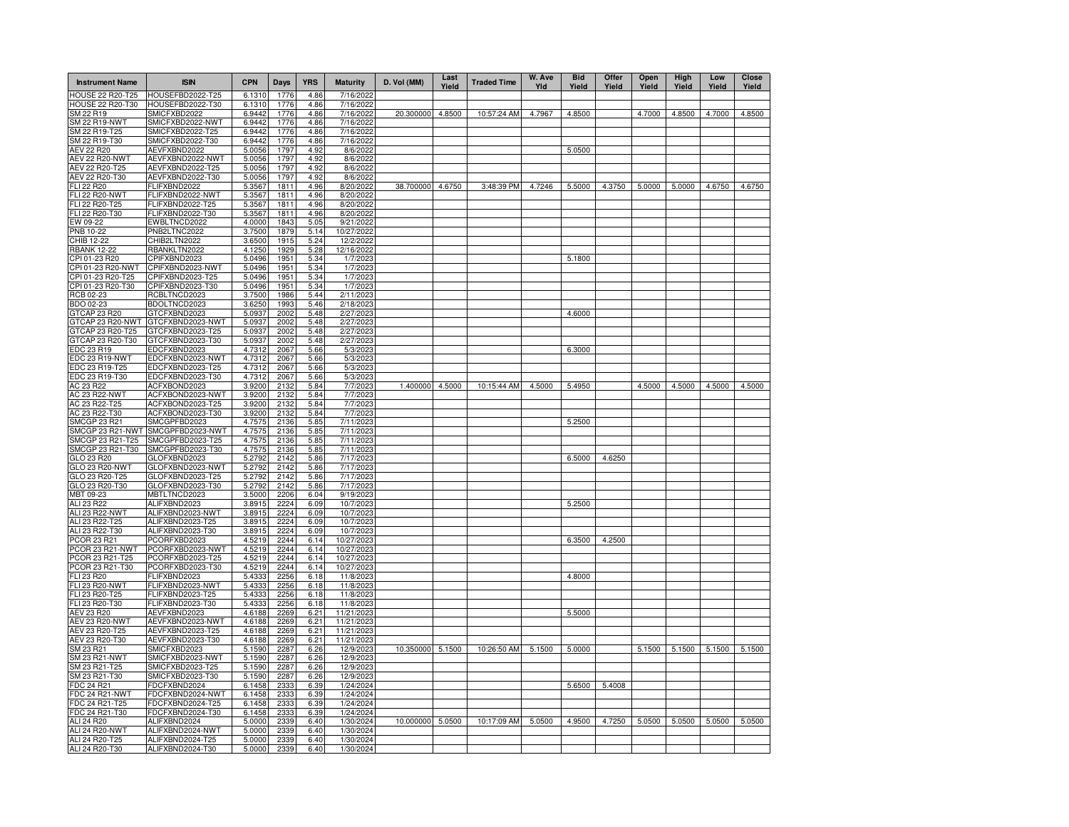| Instrument Name | ISIN | CPN | Days | YRS | Maturity | D. Vol (MM) | Last Yield | Traded Time | W. Ave Yld | Bid Yield | Offer Yield | Open Yield | High Yield | Low Yield | Close Yield |
|---|---|---|---|---|---|---|---|---|---|---|---|---|---|---|---|
| HOUSE 22 R20-T25 | HOUSEFBD2022-T25 | 6.1310 | 1776 | 4.86 | 7/16/2022 | | | | | | | | | | |
| HOUSE 22 R20-T30 | HOUSEFBD2022-T30 | 6.1310 | 1776 | 4.86 | 7/16/2022 | | | | | | | | | | |
| SM 22 R19 | SMICFXBD2022 | 6.9442 | 1776 | 4.86 | 7/16/2022 | 20.300000 | 4.8500 | 10:57:24 AM | 4.7967 | 4.8500 | | 4.7000 | 4.8500 | 4.7000 | 4.8500 |
| SM 22 R19-NWT | SMICFXBD2022-NWT | 6.9442 | 1776 | 4.86 | 7/16/2022 | | | | | | | | | | |
| SM 22 R19-T25 | SMICFXBD2022-T25 | 6.9442 | 1776 | 4.86 | 7/16/2022 | | | | | | | | | | |
| SM 22 R19-T30 | SMICFXBD2022-T30 | 6.9442 | 1776 | 4.86 | 7/16/2022 | | | | | | | | | | |
| AEV 22 R20 | AEVFXBND2022 | 5.0056 | 1797 | 4.92 | 8/6/2022 | | | | | 5.0500 | | | | | |
| AEV 22 R20-NWT | AEVFXBND2022-NWT | 5.0056 | 1797 | 4.92 | 8/6/2022 | | | | | | | | | | |
| AEV 22 R20-T25 | AEVFXBND2022-T25 | 5.0056 | 1797 | 4.92 | 8/6/2022 | | | | | | | | | | |
| AEV 22 R20-T30 | AEVFXBND2022-T30 | 5.0056 | 1797 | 4.92 | 8/6/2022 | | | | | | | | | | |
| FLI 22 R20 | FLIFXBND2022 | 5.3567 | 1811 | 4.96 | 8/20/2022 | 38.700000 | 4.6750 | 3:48:39 PM | 4.7246 | 5.5000 | 4.3750 | 5.0000 | 5.0000 | 4.6750 | 4.6750 |
| FLI 22 R20-NWT | FLIFXBND2022-NWT | 5.3567 | 1811 | 4.96 | 8/20/2022 | | | | | | | | | | |
| FLI 22 R20-T25 | FLIFXBND2022-T25 | 5.3567 | 1811 | 4.96 | 8/20/2022 | | | | | | | | | | |
| FLI 22 R20-T30 | FLIFXBND2022-T30 | 5.3567 | 1811 | 4.96 | 8/20/2022 | | | | | | | | | | |
| EW 09-22 | EWBLTNCD2022 | 4.0000 | 1843 | 5.05 | 9/21/2022 | | | | | | | | | | |
| PNB 10-22 | PNB2LTNC2022 | 3.7500 | 1879 | 5.14 | 10/27/2022 | | | | | | | | | | |
| CHIB 12-22 | CHIB2LTN2022 | 3.6500 | 1915 | 5.24 | 12/2/2022 | | | | | | | | | | |
| RBANK 12-22 | RBANKLTN2022 | 4.1250 | 1929 | 5.28 | 12/16/2022 | | | | | | | | | | |
| CPI 01-23 R20 | CPIFXBND2023 | 5.0496 | 1951 | 5.34 | 1/7/2023 | | | | | 5.1800 | | | | | |
| CPI 01-23 R20-NWT | CPIFXBND2023-NWT | 5.0496 | 1951 | 5.34 | 1/7/2023 | | | | | | | | | | |
| CPI 01-23 R20-T25 | CPIFXBND2023-T25 | 5.0496 | 1951 | 5.34 | 1/7/2023 | | | | | | | | | | |
| CPI 01-23 R20-T30 | CPIFXBND2023-T30 | 5.0496 | 1951 | 5.34 | 1/7/2023 | | | | | | | | | | |
| RCB 02-23 | RCBLTNCD2023 | 3.7500 | 1986 | 5.44 | 2/11/2023 | | | | | | | | | | |
| BDO 02-23 | BDOLTNCD2023 | 3.6250 | 1993 | 5.46 | 2/18/2023 | | | | | | | | | | |
| GTCAP 23 R20 | GTCFXBND2023 | 5.0937 | 2002 | 5.48 | 2/27/2023 | | | | | 4.6000 | | | | | |
| GTCAP 23 R20-NWT | GTCFXBND2023-NWT | 5.0937 | 2002 | 5.48 | 2/27/2023 | | | | | | | | | | |
| GTCAP 23 R20-T25 | GTCFXBND2023-T25 | 5.0937 | 2002 | 5.48 | 2/27/2023 | | | | | | | | | | |
| GTCAP 23 R20-T30 | GTCFXBND2023-T30 | 5.0937 | 2002 | 5.48 | 2/27/2023 | | | | | | | | | | |
| EDC 23 R19 | EDCFXBND2023 | 4.7312 | 2067 | 5.66 | 5/3/2023 | | | | | 6.3000 | | | | | |
| EDC 23 R19-NWT | EDCFXBND2023-NWT | 4.7312 | 2067 | 5.66 | 5/3/2023 | | | | | | | | | | |
| EDC 23 R19-T25 | EDCFXBND2023-T25 | 4.7312 | 2067 | 5.66 | 5/3/2023 | | | | | | | | | | |
| EDC 23 R19-T30 | EDCFXBND2023-T30 | 4.7312 | 2067 | 5.66 | 5/3/2023 | | | | | | | | | | |
| AC 23 R22 | ACFXBOND2023 | 3.9200 | 2132 | 5.84 | 7/7/2023 | 1.400000 | 4.5000 | 10:15:44 AM | 4.5000 | 5.4950 | | 4.5000 | 4.5000 | 4.5000 | 4.5000 |
| AC 23 R22-NWT | ACFXBOND2023-NWT | 3.9200 | 2132 | 5.84 | 7/7/2023 | | | | | | | | | | |
| AC 23 R22-T25 | ACFXBOND2023-T25 | 3.9200 | 2132 | 5.84 | 7/7/2023 | | | | | | | | | | |
| AC 23 R22-T30 | ACFXBOND2023-T30 | 3.9200 | 2132 | 5.84 | 7/7/2023 | | | | | | | | | | |
| SMCGP 23 R21 | SMCGPFBD2023 | 4.7575 | 2136 | 5.85 | 7/11/2023 | | | | | 5.2500 | | | | | |
| SMCGP 23 R21-NWT | SMCGPFBD2023-NWT | 4.7575 | 2136 | 5.85 | 7/11/2023 | | | | | | | | | | |
| SMCGP 23 R21-T25 | SMCGPFBD2023-T25 | 4.7575 | 2136 | 5.85 | 7/11/2023 | | | | | | | | | | |
| SMCGP 23 R21-T30 | SMCGPFBD2023-T30 | 4.7575 | 2136 | 5.85 | 7/11/2023 | | | | | | | | | | |
| GLO 23 R20 | GLOFXBND2023 | 5.2792 | 2142 | 5.86 | 7/17/2023 | | | | | 6.5000 | 4.6250 | | | | |
| GLO 23 R20-NWT | GLOFXBND2023-NWT | 5.2792 | 2142 | 5.86 | 7/17/2023 | | | | | | | | | | |
| GLO 23 R20-T25 | GLOFXBND2023-T25 | 5.2792 | 2142 | 5.86 | 7/17/2023 | | | | | | | | | | |
| GLO 23 R20-T30 | GLOFXBND2023-T30 | 5.2792 | 2142 | 5.86 | 7/17/2023 | | | | | | | | | | |
| MBT 09-23 | MBTLTNCD2023 | 3.5000 | 2206 | 6.04 | 9/19/2023 | | | | | | | | | | |
| ALI 23 R22 | ALIFXBND2023 | 3.8915 | 2224 | 6.09 | 10/7/2023 | | | | | 5.2500 | | | | | |
| ALI 23 R22-NWT | ALIFXBND2023-NWT | 3.8915 | 2224 | 6.09 | 10/7/2023 | | | | | | | | | | |
| ALI 23 R22-T25 | ALIFXBND2023-T25 | 3.8915 | 2224 | 6.09 | 10/7/2023 | | | | | | | | | | |
| ALI 23 R22-T30 | ALIFXBND2023-T30 | 3.8915 | 2224 | 6.09 | 10/7/2023 | | | | | | | | | | |
| PCOR 23 R21 | PCORFXBD2023 | 4.5219 | 2244 | 6.14 | 10/27/2023 | | | | | 6.3500 | 4.2500 | | | | |
| PCOR 23 R21-NWT | PCORFXBD2023-NWT | 4.5219 | 2244 | 6.14 | 10/27/2023 | | | | | | | | | | |
| PCOR 23 R21-T25 | PCORFXBD2023-T25 | 4.5219 | 2244 | 6.14 | 10/27/2023 | | | | | | | | | | |
| PCOR 23 R21-T30 | PCORFXBD2023-T30 | 4.5219 | 2244 | 6.14 | 10/27/2023 | | | | | | | | | | |
| FLI 23 R20 | FLIFXBND2023 | 5.4333 | 2256 | 6.18 | 11/8/2023 | | | | | 4.8000 | | | | | |
| FLI 23 R20-NWT | FLIFXBND2023-NWT | 5.4333 | 2256 | 6.18 | 11/8/2023 | | | | | | | | | | |
| FLI 23 R20-T25 | FLIFXBND2023-T25 | 5.4333 | 2256 | 6.18 | 11/8/2023 | | | | | | | | | | |
| FLI 23 R20-T30 | FLIFXBND2023-T30 | 5.4333 | 2256 | 6.18 | 11/8/2023 | | | | | | | | | | |
| AEV 23 R20 | AEVFXBND2023 | 4.6188 | 2269 | 6.21 | 11/21/2023 | | | | | 5.5000 | | | | | |
| AEV 23 R20-NWT | AEVFXBND2023-NWT | 4.6188 | 2269 | 6.21 | 11/21/2023 | | | | | | | | | | |
| AEV 23 R20-T25 | AEVFXBND2023-T25 | 4.6188 | 2269 | 6.21 | 11/21/2023 | | | | | | | | | | |
| AEV 23 R20-T30 | AEVFXBND2023-T30 | 4.6188 | 2269 | 6.21 | 11/21/2023 | | | | | | | | | | |
| SM 23 R21 | SMICFXBD2023 | 5.1590 | 2287 | 6.26 | 12/9/2023 | 10.350000 | 5.1500 | 10:26:50 AM | 5.1500 | 5.0000 | | 5.1500 | 5.1500 | 5.1500 | 5.1500 |
| SM 23 R21-NWT | SMICFXBD2023-NWT | 5.1590 | 2287 | 6.26 | 12/9/2023 | | | | | | | | | | |
| SM 23 R21-T25 | SMICFXBD2023-T25 | 5.1590 | 2287 | 6.26 | 12/9/2023 | | | | | | | | | | |
| SM 23 R21-T30 | SMICFXBD2023-T30 | 5.1590 | 2287 | 6.26 | 12/9/2023 | | | | | | | | | | |
| FDC 24 R21 | FDCFXBND2024 | 6.1458 | 2333 | 6.39 | 1/24/2024 | | | | | 5.6500 | 5.4008 | | | | |
| FDC 24 R21-NWT | FDCFXBND2024-NWT | 6.1458 | 2333 | 6.39 | 1/24/2024 | | | | | | | | | | |
| FDC 24 R21-T25 | FDCFXBND2024-T25 | 6.1458 | 2333 | 6.39 | 1/24/2024 | | | | | | | | | | |
| FDC 24 R21-T30 | FDCFXBND2024-T30 | 6.1458 | 2333 | 6.39 | 1/24/2024 | | | | | | | | | | |
| ALI 24 R20 | ALIFXBND2024 | 5.0000 | 2339 | 6.40 | 1/30/2024 | 10.000000 | 5.0500 | 10:17:09 AM | 5.0500 | 4.9500 | 4.7250 | 5.0500 | 5.0500 | 5.0500 | 5.0500 |
| ALI 24 R20-NWT | ALIFXBND2024-NWT | 5.0000 | 2339 | 6.40 | 1/30/2024 | | | | | | | | | | |
| ALI 24 R20-T25 | ALIFXBND2024-T25 | 5.0000 | 2339 | 6.40 | 1/30/2024 | | | | | | | | | | |
| ALI 24 R20-T30 | ALIFXBND2024-T30 | 5.0000 | 2339 | 6.40 | 1/30/2024 | | | | | | | | | | |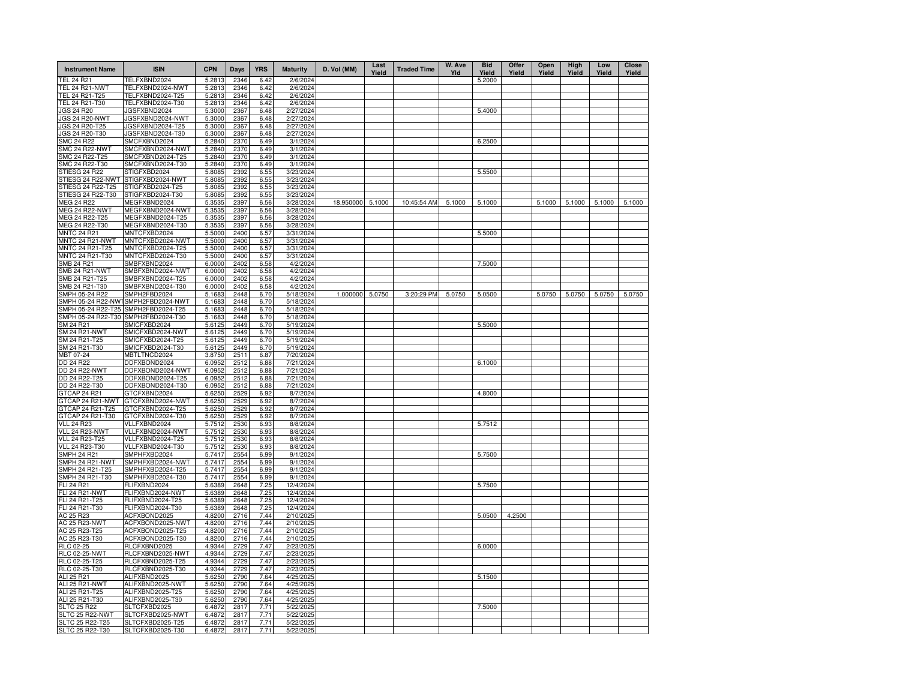| Instrument Name | ISIN | CPN | Days | YRS | Maturity | D. Vol (MM) | Last Yield | Traded Time | W. Ave Yld | Bid Yield | Offer Yield | Open Yield | High Yield | Low Yield | Close Yield |
|---|---|---|---|---|---|---|---|---|---|---|---|---|---|---|---|
| TEL 24 R21 | TELFXBND2024 | 5.2813 | 2346 | 6.42 | 2/6/2024 | | | | | 5.2000 | | | | | |
| TEL 24 R21-NWT | TELFXBND2024-NWT | 5.2813 | 2346 | 6.42 | 2/6/2024 | | | | | | | | | | |
| TEL 24 R21-T25 | TELFXBND2024-T25 | 5.2813 | 2346 | 6.42 | 2/6/2024 | | | | | | | | | | |
| TEL 24 R21-T30 | TELFXBND2024-T30 | 5.2813 | 2346 | 6.42 | 2/6/2024 | | | | | | | | | | |
| JGS 24 R20 | JGSFXBND2024 | 5.3000 | 2367 | 6.48 | 2/27/2024 | | | | | 5.4000 | | | | | |
| JGS 24 R20-NWT | JGSFXBND2024-NWT | 5.3000 | 2367 | 6.48 | 2/27/2024 | | | | | | | | | | |
| JGS 24 R20-T25 | JGSFXBND2024-T25 | 5.3000 | 2367 | 6.48 | 2/27/2024 | | | | | | | | | | |
| JGS 24 R20-T30 | JGSFXBND2024-T30 | 5.3000 | 2367 | 6.48 | 2/27/2024 | | | | | | | | | | |
| SMC 24 R22 | SMCFXBND2024 | 5.2840 | 2370 | 6.49 | 3/1/2024 | | | | | 6.2500 | | | | | |
| SMC 24 R22-NWT | SMCFXBND2024-NWT | 5.2840 | 2370 | 6.49 | 3/1/2024 | | | | | | | | | | |
| SMC 24 R22-T25 | SMCFXBND2024-T25 | 5.2840 | 2370 | 6.49 | 3/1/2024 | | | | | | | | | | |
| SMC 24 R22-T30 | SMCFXBND2024-T30 | 5.2840 | 2370 | 6.49 | 3/1/2024 | | | | | | | | | | |
| STIESG 24 R22 | STIGFXBD2024 | 5.8085 | 2392 | 6.55 | 3/23/2024 | | | | | 5.5500 | | | | | |
| STIESG 24 R22-NWT | STIGFXBD2024-NWT | 5.8085 | 2392 | 6.55 | 3/23/2024 | | | | | | | | | | |
| STIESG 24 R22-T25 | STIGFXBD2024-T25 | 5.8085 | 2392 | 6.55 | 3/23/2024 | | | | | | | | | | |
| STIESG 24 R22-T30 | STIGFXBD2024-T30 | 5.8085 | 2392 | 6.55 | 3/23/2024 | | | | | | | | | | |
| MEG 24 R22 | MEGFXBND2024 | 5.3535 | 2397 | 6.56 | 3/28/2024 | 18.950000 | 5.1000 | 10:45:54 AM | 5.1000 | 5.1000 | | 5.1000 | 5.1000 | 5.1000 | 5.1000 |
| MEG 24 R22-NWT | MEGFXBND2024-NWT | 5.3535 | 2397 | 6.56 | 3/28/2024 | | | | | | | | | | |
| MEG 24 R22-T25 | MEGFXBND2024-T25 | 5.3535 | 2397 | 6.56 | 3/28/2024 | | | | | | | | | | |
| MEG 24 R22-T30 | MEGFXBND2024-T30 | 5.3535 | 2397 | 6.56 | 3/28/2024 | | | | | | | | | | |
| MNTC 24 R21 | MNTCFXBD2024 | 5.5000 | 2400 | 6.57 | 3/31/2024 | | | | | 5.5000 | | | | | |
| MNTC 24 R21-NWT | MNTCFXBD2024-NWT | 5.5000 | 2400 | 6.57 | 3/31/2024 | | | | | | | | | | |
| MNTC 24 R21-T25 | MNTCFXBD2024-T25 | 5.5000 | 2400 | 6.57 | 3/31/2024 | | | | | | | | | | |
| MNTC 24 R21-T30 | MNTCFXBD2024-T30 | 5.5000 | 2400 | 6.57 | 3/31/2024 | | | | | | | | | | |
| SMB 24 R21 | SMBFXBND2024 | 6.0000 | 2402 | 6.58 | 4/2/2024 | | | | | 7.5000 | | | | | |
| SMB 24 R21-NWT | SMBFXBND2024-NWT | 6.0000 | 2402 | 6.58 | 4/2/2024 | | | | | | | | | | |
| SMB 24 R21-T25 | SMBFXBND2024-T25 | 6.0000 | 2402 | 6.58 | 4/2/2024 | | | | | | | | | | |
| SMB 24 R21-T30 | SMBFXBND2024-T30 | 6.0000 | 2402 | 6.58 | 4/2/2024 | | | | | | | | | | |
| SMPH 05-24 R22 | SMPH2FBD2024 | 5.1683 | 2448 | 6.70 | 5/18/2024 | 1.000000 | 5.0750 | 3:20:29 PM | 5.0750 | 5.0500 | | 5.0750 | 5.0750 | 5.0750 | 5.0750 |
| SMPH 05-24 R22-NWT | SMPH2FBD2024-NWT | 5.1683 | 2448 | 6.70 | 5/18/2024 | | | | | | | | | | |
| SMPH 05-24 R22-T25 | SMPH2FBD2024-T25 | 5.1683 | 2448 | 6.70 | 5/18/2024 | | | | | | | | | | |
| SMPH 05-24 R22-T30 | SMPH2FBD2024-T30 | 5.1683 | 2448 | 6.70 | 5/18/2024 | | | | | | | | | | |
| SM 24 R21 | SMICFXBD2024 | 5.6125 | 2449 | 6.70 | 5/19/2024 | | | | | 5.5000 | | | | | |
| SM 24 R21-NWT | SMICFXBD2024-NWT | 5.6125 | 2449 | 6.70 | 5/19/2024 | | | | | | | | | | |
| SM 24 R21-T25 | SMICFXBD2024-T25 | 5.6125 | 2449 | 6.70 | 5/19/2024 | | | | | | | | | | |
| SM 24 R21-T30 | SMICFXBD2024-T30 | 5.6125 | 2449 | 6.70 | 5/19/2024 | | | | | | | | | | |
| MBT 07-24 | MBTLTNCD2024 | 3.8750 | 2511 | 6.87 | 7/20/2024 | | | | | | | | | | |
| DD 24 R22 | DDFXBOND2024 | 6.0952 | 2512 | 6.88 | 7/21/2024 | | | | | 6.1000 | | | | | |
| DD 24 R22-NWT | DDFXBOND2024-NWT | 6.0952 | 2512 | 6.88 | 7/21/2024 | | | | | | | | | | |
| DD 24 R22-T25 | DDFXBOND2024-T25 | 6.0952 | 2512 | 6.88 | 7/21/2024 | | | | | | | | | | |
| DD 24 R22-T30 | DDFXBOND2024-T30 | 6.0952 | 2512 | 6.88 | 7/21/2024 | | | | | | | | | | |
| GTCAP 24 R21 | GTCFXBND2024 | 5.6250 | 2529 | 6.92 | 8/7/2024 | | | | | 4.8000 | | | | | |
| GTCAP 24 R21-NWT | GTCFXBND2024-NWT | 5.6250 | 2529 | 6.92 | 8/7/2024 | | | | | | | | | | |
| GTCAP 24 R21-T25 | GTCFXBND2024-T25 | 5.6250 | 2529 | 6.92 | 8/7/2024 | | | | | | | | | | |
| GTCAP 24 R21-T30 | GTCFXBND2024-T30 | 5.6250 | 2529 | 6.92 | 8/7/2024 | | | | | | | | | | |
| VLL 24 R23 | VLLFXBND2024 | 5.7512 | 2530 | 6.93 | 8/8/2024 | | | | | 5.7512 | | | | | |
| VLL 24 R23-NWT | VLLFXBND2024-NWT | 5.7512 | 2530 | 6.93 | 8/8/2024 | | | | | | | | | | |
| VLL 24 R23-T25 | VLLFXBND2024-T25 | 5.7512 | 2530 | 6.93 | 8/8/2024 | | | | | | | | | | |
| VLL 24 R23-T30 | VLLFXBND2024-T30 | 5.7512 | 2530 | 6.93 | 8/8/2024 | | | | | | | | | | |
| SMPH 24 R21 | SMPHFXBD2024 | 5.7417 | 2554 | 6.99 | 9/1/2024 | | | | | 5.7500 | | | | | |
| SMPH 24 R21-NWT | SMPHFXBD2024-NWT | 5.7417 | 2554 | 6.99 | 9/1/2024 | | | | | | | | | | |
| SMPH 24 R21-T25 | SMPHFXBD2024-T25 | 5.7417 | 2554 | 6.99 | 9/1/2024 | | | | | | | | | | |
| SMPH 24 R21-T30 | SMPHFXBD2024-T30 | 5.7417 | 2554 | 6.99 | 9/1/2024 | | | | | | | | | | |
| FLI 24 R21 | FLIFXBND2024 | 5.6389 | 2648 | 7.25 | 12/4/2024 | | | | | 5.7500 | | | | | |
| FLI 24 R21-NWT | FLIFXBND2024-NWT | 5.6389 | 2648 | 7.25 | 12/4/2024 | | | | | | | | | | |
| FLI 24 R21-T25 | FLIFXBND2024-T25 | 5.6389 | 2648 | 7.25 | 12/4/2024 | | | | | | | | | | |
| FLI 24 R21-T30 | FLIFXBND2024-T30 | 5.6389 | 2648 | 7.25 | 12/4/2024 | | | | | | | | | | |
| AC 25 R23 | ACFXBOND2025 | 4.8200 | 2716 | 7.44 | 2/10/2025 | | | | | 5.0500 | 4.2500 | | | | |
| AC 25 R23-NWT | ACFXBOND2025-NWT | 4.8200 | 2716 | 7.44 | 2/10/2025 | | | | | | | | | | |
| AC 25 R23-T25 | ACFXBOND2025-T25 | 4.8200 | 2716 | 7.44 | 2/10/2025 | | | | | | | | | | |
| AC 25 R23-T30 | ACFXBOND2025-T30 | 4.8200 | 2716 | 7.44 | 2/10/2025 | | | | | | | | | | |
| RLC 02-25 | RLCFXBND2025 | 4.9344 | 2729 | 7.47 | 2/23/2025 | | | | | 6.0000 | | | | | |
| RLC 02-25-NWT | RLCFXBND2025-NWT | 4.9344 | 2729 | 7.47 | 2/23/2025 | | | | | | | | | | |
| RLC 02-25-T25 | RLCFXBND2025-T25 | 4.9344 | 2729 | 7.47 | 2/23/2025 | | | | | | | | | | |
| RLC 02-25-T30 | RLCFXBND2025-T30 | 4.9344 | 2729 | 7.47 | 2/23/2025 | | | | | | | | | | |
| ALI 25 R21 | ALIFXBND2025 | 5.6250 | 2790 | 7.64 | 4/25/2025 | | | | | 5.1500 | | | | | |
| ALI 25 R21-NWT | ALIFXBND2025-NWT | 5.6250 | 2790 | 7.64 | 4/25/2025 | | | | | | | | | | |
| ALI 25 R21-T25 | ALIFXBND2025-T25 | 5.6250 | 2790 | 7.64 | 4/25/2025 | | | | | | | | | | |
| ALI 25 R21-T30 | ALIFXBND2025-T30 | 5.6250 | 2790 | 7.64 | 4/25/2025 | | | | | | | | | | |
| SLTC 25 R22 | SLTCFXBD2025 | 6.4872 | 2817 | 7.71 | 5/22/2025 | | | | | 7.5000 | | | | | |
| SLTC 25 R22-NWT | SLTCFXBD2025-NWT | 6.4872 | 2817 | 7.71 | 5/22/2025 | | | | | | | | | | |
| SLTC 25 R22-T25 | SLTCFXBD2025-T25 | 6.4872 | 2817 | 7.71 | 5/22/2025 | | | | | | | | | | |
| SLTC 25 R22-T30 | SLTCFXBD2025-T30 | 6.4872 | 2817 | 7.71 | 5/22/2025 | | | | | | | | | | |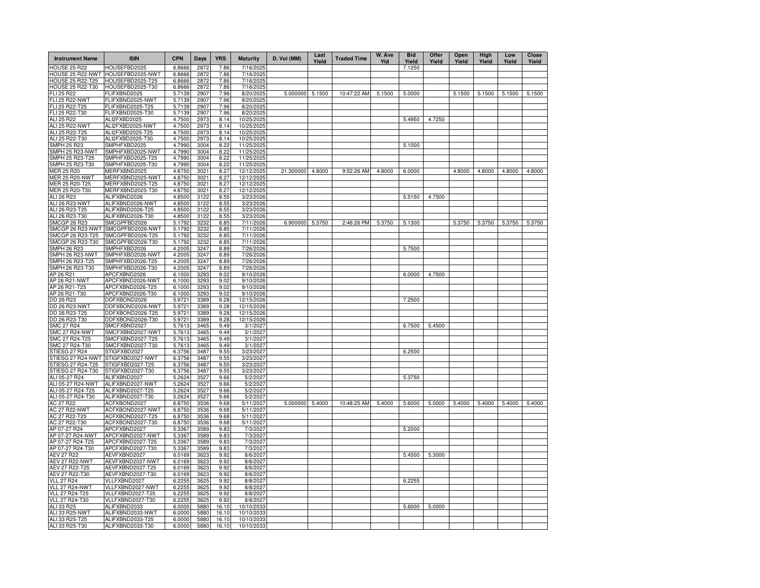| Instrument Name | ISIN | CPN | Days | YRS | Maturity | D. Vol (MM) | Last Yield | Traded Time | W. Ave Yld | Bid Yield | Offer Yield | Open Yield | High Yield | Low Yield | Close Yield |
|---|---|---|---|---|---|---|---|---|---|---|---|---|---|---|---|
| HOUSE 25 R22 | HOUSEFBD2025 | 6.8666 | 2872 | 7.86 | 7/16/2025 | | | | | 7.1250 | | | | | |
| HOUSE 25 R22-NWT | HOUSEFBD2025-NWT | 6.8666 | 2872 | 7.86 | 7/16/2025 | | | | | | | | | | |
| HOUSE 25 R22-T25 | HOUSEFBD2025-T25 | 6.8666 | 2872 | 7.86 | 7/16/2025 | | | | | | | | | | |
| HOUSE 25 R22-T30 | HOUSEFBD2025-T30 | 6.8666 | 2872 | 7.86 | 7/16/2025 | | | | | | | | | | |
| FLI 25 R22 | FLIFXBND2025 | 5.7139 | 2907 | 7.96 | 8/20/2025 | 5.000000 | 5.1500 | 10:47:22 AM | 5.1500 | 5.0000 | | 5.1500 | 5.1500 | 5.1500 | 5.1500 |
| FLI 25 R22-NWT | FLIFXBND2025-NWT | 5.7139 | 2907 | 7.96 | 8/20/2025 | | | | | | | | | | |
| FLI 25 R22-T25 | FLIFXBND2025-T25 | 5.7139 | 2907 | 7.96 | 8/20/2025 | | | | | | | | | | |
| FLI 25 R22-T30 | FLIFXBND2025-T30 | 5.7139 | 2907 | 7.96 | 8/20/2025 | | | | | | | | | | |
| ALI 25 R22 | ALI2FXBD2025 | 4.7500 | 2973 | 8.14 | 10/25/2025 | | | | | 5.4950 | 4.7250 | | | | |
| ALI 25 R22-NWT | ALI2FXBD2025-NWT | 4.7500 | 2973 | 8.14 | 10/25/2025 | | | | | | | | | | |
| ALI 25 R22-T25 | ALI2FXBD2025-T25 | 4.7500 | 2973 | 8.14 | 10/25/2025 | | | | | | | | | | |
| ALI 25 R22-T30 | ALI2FXBD2025-T30 | 4.7500 | 2973 | 8.14 | 10/25/2025 | | | | | | | | | | |
| SMPH 25 R23 | SMPHFXBD2025 | 4.7990 | 3004 | 8.22 | 11/25/2025 | | | | | 5.1000 | | | | | |
| SMPH 25 R23-NWT | SMPHFXBD2025-NWT | 4.7990 | 3004 | 8.22 | 11/25/2025 | | | | | | | | | | |
| SMPH 25 R23-T25 | SMPHFXBD2025-T25 | 4.7990 | 3004 | 8.22 | 11/25/2025 | | | | | | | | | | |
| SMPH 25 R23-T30 | SMPHFXBD2025-T30 | 4.7990 | 3004 | 8.22 | 11/25/2025 | | | | | | | | | | |
| MER 25 R20 | MERFXBND2025 | 4.8750 | 3021 | 8.27 | 12/12/2025 | 21.300000 | 4.8000 | 9:52:26 AM | 4.8000 | 6.0000 | | 4.8000 | 4.8000 | 4.8000 | 4.8000 |
| MER 25 R20-NWT | MERFXBND2025-NWT | 4.8750 | 3021 | 8.27 | 12/12/2025 | | | | | | | | | | |
| MER 25 R20-T25 | MERFXBND2025-T25 | 4.8750 | 3021 | 8.27 | 12/12/2025 | | | | | | | | | | |
| MER 25 R20-T30 | MERFXBND2025-T30 | 4.8750 | 3021 | 8.27 | 12/12/2025 | | | | | | | | | | |
| ALI 26 R23 | ALIFXBND2026 | 4.8500 | 3122 | 8.55 | 3/23/2026 | | | | | 5.5150 | 4.7500 | | | | |
| ALI 26 R23-NWT | ALIFXBND2026-NWT | 4.8500 | 3122 | 8.55 | 3/23/2026 | | | | | | | | | | |
| ALI 26 R23-T25 | ALIFXBND2026-T25 | 4.8500 | 3122 | 8.55 | 3/23/2026 | | | | | | | | | | |
| ALI 26 R23-T30 | ALIFXBND2026-T30 | 4.8500 | 3122 | 8.55 | 3/23/2026 | | | | | | | | | | |
| SMCGP 26 R23 | SMCGPFBD2026 | 5.1792 | 3232 | 8.85 | 7/11/2026 | 6.900000 | 5.3750 | 2:46:26 PM | 5.3750 | 5.1300 | | 5.3750 | 5.3750 | 5.3750 | 5.3750 |
| SMCGP 26 R23-NWT | SMCGPFBD2026-NWT | 5.1792 | 3232 | 8.85 | 7/11/2026 | | | | | | | | | | |
| SMCGP 26 R23-T25 | SMCGPFBD2026-T25 | 5.1792 | 3232 | 8.85 | 7/11/2026 | | | | | | | | | | |
| SMCGP 26 R23-T30 | SMCGPFBD2026-T30 | 5.1792 | 3232 | 8.85 | 7/11/2026 | | | | | | | | | | |
| SMPH 26 R23 | SMPHFXBD2026 | 4.2005 | 3247 | 8.89 | 7/26/2026 | | | | | 5.7500 | | | | | |
| SMPH 26 R23-NWT | SMPHFXBD2026-NWT | 4.2005 | 3247 | 8.89 | 7/26/2026 | | | | | | | | | | |
| SMPH 26 R23-T25 | SMPHFXBD2026-T25 | 4.2005 | 3247 | 8.89 | 7/26/2026 | | | | | | | | | | |
| SMPH 26 R23-T30 | SMPHFXBD2026-T30 | 4.2005 | 3247 | 8.89 | 7/26/2026 | | | | | | | | | | |
| AP 26 R21 | APCFXBND2026 | 6.1000 | 3293 | 9.02 | 9/10/2026 | | | | | 6.0000 | 4.7500 | | | | |
| AP 26 R21-NWT | APCFXBND2026-NWT | 6.1000 | 3293 | 9.02 | 9/10/2026 | | | | | | | | | | |
| AP 26 R21-T25 | APCFXBND2026-T25 | 6.1000 | 3293 | 9.02 | 9/10/2026 | | | | | | | | | | |
| AP 26 R21-T30 | APCFXBND2026-T30 | 6.1000 | 3293 | 9.02 | 9/10/2026 | | | | | | | | | | |
| DD 26 R23 | DDFXBOND2026 | 5.9721 | 3389 | 9.28 | 12/15/2026 | | | | | 7.2500 | | | | | |
| DD 26 R23-NWT | DDFXBOND2026-NWT | 5.9721 | 3389 | 9.28 | 12/15/2026 | | | | | | | | | | |
| DD 26 R23-T25 | DDFXBOND2026-T25 | 5.9721 | 3389 | 9.28 | 12/15/2026 | | | | | | | | | | |
| DD 26 R23-T30 | DDFXBOND2026-T30 | 5.9721 | 3389 | 9.28 | 12/15/2026 | | | | | | | | | | |
| SMC 27 R24 | SMCFXBND2027 | 5.7613 | 3465 | 9.49 | 3/1/2027 | | | | | 6.7500 | 5.4500 | | | | |
| SMC 27 R24-NWT | SMCFXBND2027-NWT | 5.7613 | 3465 | 9.49 | 3/1/2027 | | | | | | | | | | |
| SMC 27 R24-T25 | SMCFXBND2027-T25 | 5.7613 | 3465 | 9.49 | 3/1/2027 | | | | | | | | | | |
| SMC 27 R24-T30 | SMCFXBND2027-T30 | 5.7613 | 3465 | 9.49 | 3/1/2027 | | | | | | | | | | |
| STIESG 27 R24 | STIGFXBD2027 | 6.3756 | 3487 | 9.55 | 3/23/2027 | | | | | 6.2500 | | | | | |
| STIESG 27 R24-NWT | STIGFXBD2027-NWT | 6.3756 | 3487 | 9.55 | 3/23/2027 | | | | | | | | | | |
| STIESG 27 R24-T25 | STIGFXBD2027-T25 | 6.3756 | 3487 | 9.55 | 3/23/2027 | | | | | | | | | | |
| STIESG 27 R24-T30 | STIGFXBD2027-T30 | 6.3756 | 3487 | 9.55 | 3/23/2027 | | | | | | | | | | |
| ALI 05-27 R24 | ALIFXBND2027 | 5.2624 | 3527 | 9.66 | 5/2/2027 | | | | | 5.3750 | | | | | |
| ALI 05-27 R24-NWT | ALIFXBND2027-NWT | 5.2624 | 3527 | 9.66 | 5/2/2027 | | | | | | | | | | |
| ALI 05-27 R24-T25 | ALIFXBND2027-T25 | 5.2624 | 3527 | 9.66 | 5/2/2027 | | | | | | | | | | |
| ALI 05-27 R24-T30 | ALIFXBND2027-T30 | 5.2624 | 3527 | 9.66 | 5/2/2027 | | | | | | | | | | |
| AC 27 R22 | ACFXBOND2027 | 6.8750 | 3536 | 9.68 | 5/11/2027 | 5.000000 | 5.4000 | 10:48:25 AM | 5.4000 | 5.6000 | 5.0000 | 5.4000 | 5.4000 | 5.4000 | 5.4000 |
| AC 27 R22-NWT | ACFXBOND2027-NWT | 6.8750 | 3536 | 9.68 | 5/11/2027 | | | | | | | | | | |
| AC 27 R22-T25 | ACFXBOND2027-T25 | 6.8750 | 3536 | 9.68 | 5/11/2027 | | | | | | | | | | |
| AC 27 R22-T30 | ACFXBOND2027-T30 | 6.8750 | 3536 | 9.68 | 5/11/2027 | | | | | | | | | | |
| AP 07-27 R24 | APCFXBND2027 | 5.3367 | 3589 | 9.83 | 7/3/2027 | | | | | 5.2000 | | | | | |
| AP 07-27 R24-NWT | APCFXBND2027-NWT | 5.3367 | 3589 | 9.83 | 7/3/2027 | | | | | | | | | | |
| AP 07-27 R24-T25 | APCFXBND2027-T25 | 5.3367 | 3589 | 9.83 | 7/3/2027 | | | | | | | | | | |
| AP 07-27 R24-T30 | APCFXBND2027-T30 | 5.3367 | 3589 | 9.83 | 7/3/2027 | | | | | | | | | | |
| AEV 27 R22 | AEVFXBND2027 | 6.0169 | 3623 | 9.92 | 8/6/2027 | | | | | 5.4500 | 5.3000 | | | | |
| AEV 27 R22-NWT | AEVFXBND2027-NWT | 6.0169 | 3623 | 9.92 | 8/6/2027 | | | | | | | | | | |
| AEV 27 R22-T25 | AEVFXBND2027-T25 | 6.0169 | 3623 | 9.92 | 8/6/2027 | | | | | | | | | | |
| AEV 27 R22-T30 | AEVFXBND2027-T30 | 6.0169 | 3623 | 9.92 | 8/6/2027 | | | | | | | | | | |
| VLL 27 R24 | VLLFXBND2027 | 6.2255 | 3625 | 9.92 | 8/8/2027 | | | | | 6.2255 | | | | | |
| VLL 27 R24-NWT | VLLFXBND2027-NWT | 6.2255 | 3625 | 9.92 | 8/8/2027 | | | | | | | | | | |
| VLL 27 R24-T25 | VLLFXBND2027-T25 | 6.2255 | 3625 | 9.92 | 8/8/2027 | | | | | | | | | | |
| VLL 27 R24-T30 | VLLFXBND2027-T30 | 6.2255 | 3625 | 9.92 | 8/8/2027 | | | | | | | | | | |
| ALI 33 R25 | ALIFXBND2033 | 6.0000 | 5880 | 16.10 | 10/10/2033 | | | | | 5.6000 | 5.0000 | | | | |
| ALI 33 R25-NWT | ALIFXBND2033-NWT | 6.0000 | 5880 | 16.10 | 10/10/2033 | | | | | | | | | | |
| ALI 33 R25-T25 | ALIFXBND2033-T25 | 6.0000 | 5880 | 16.10 | 10/10/2033 | | | | | | | | | | |
| ALI 33 R25-T30 | ALIFXBND2033-T30 | 6.0000 | 5880 | 16.10 | 10/10/2033 | | | | | | | | | | |